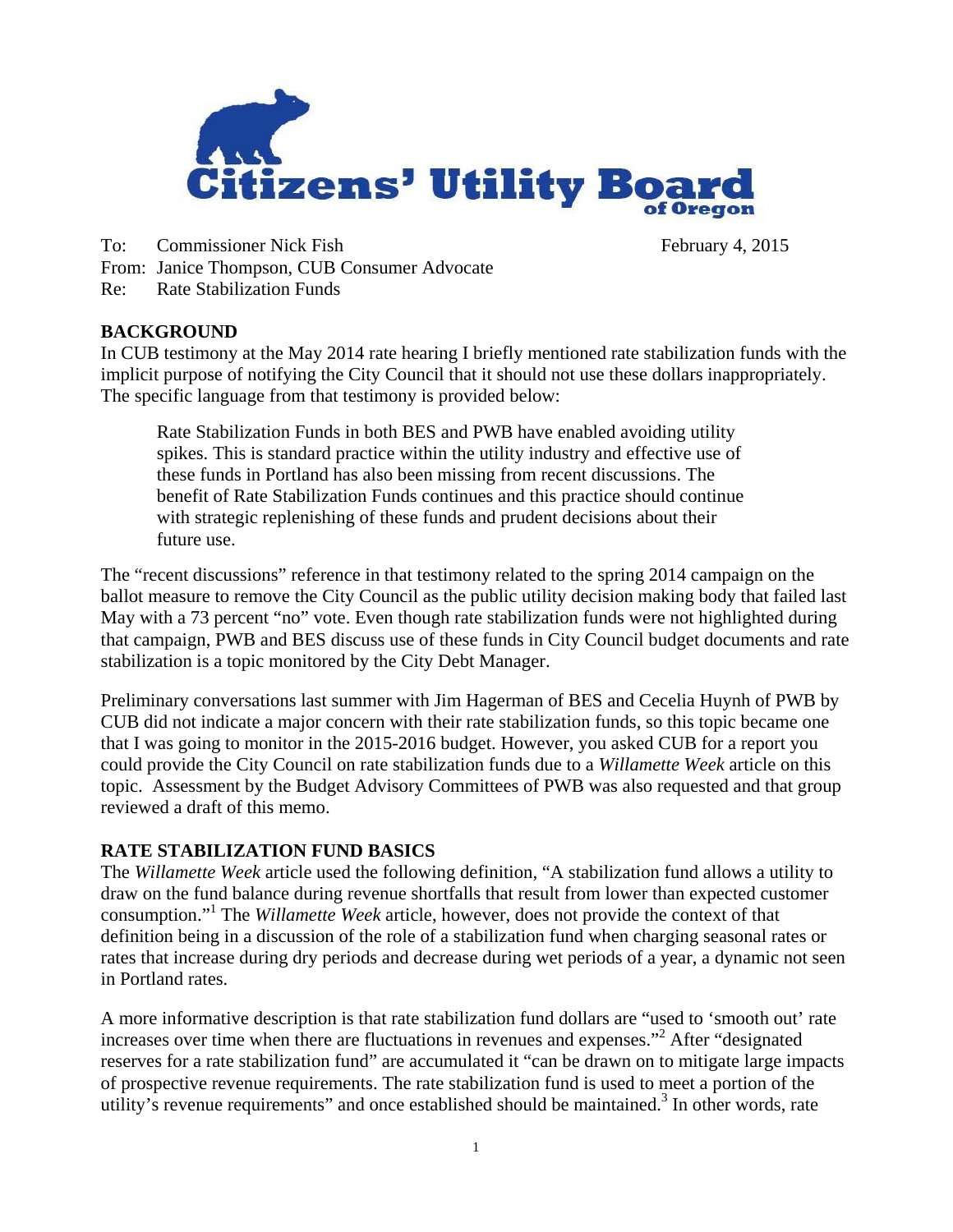**Citizens' Utility Board of Oregon**

To: Commissioner Nick Fish  
From: Janice Thompson, CUB Consumer Advocate  
Re: Rate Stabilization Funds

February 4, 2015

## BACKGROUND

In CUB testimony at the May 2014 rate hearing I briefly mentioned rate stabilization funds with the implicit purpose of notifying the City Council that it should not use these dollars inappropriately. The specific language from that testimony is provided below:

> Rate Stabilization Funds in both BES and PWB have enabled avoiding utility spikes. This is standard practice within the utility industry and effective use of these funds in Portland has also been missing from recent discussions. The benefit of Rate Stabilization Funds continues and this practice should continue with strategic replenishing of these funds and prudent decisions about their future use.

The "recent discussions" reference in that testimony related to the spring 2014 campaign on the ballot measure to remove the City Council as the public utility decision making body that failed last May with a 73 percent "no" vote. Even though rate stabilization funds were not highlighted during that campaign, PWB and BES discuss use of these funds in City Council budget documents and rate stabilization is a topic monitored by the City Debt Manager.

Preliminary conversations last summer with Jim Hagerman of BES and Cecelia Huynh of PWB by CUB did not indicate a major concern with their rate stabilization funds, so this topic became one that I was going to monitor in the 2015-2016 budget. However, you asked CUB for a report you could provide the City Council on rate stabilization funds due to a *Willamette Week* article on this topic. Assessment by the Budget Advisory Committees of PWB was also requested and that group reviewed a draft of this memo.

## RATE STABILIZATION FUND BASICS

The *Willamette Week* article used the following definition, "A stabilization fund allows a utility to draw on the fund balance during revenue shortfalls that result from lower than expected customer consumption."[1] The *Willamette Week* article, however, does not provide the context of that definition being in a discussion of the role of a stabilization fund when charging seasonal rates or rates that increase during dry periods and decrease during wet periods of a year, a dynamic not seen in Portland rates.

A more informative description is that rate stabilization fund dollars are "used to 'smooth out' rate increases over time when there are fluctuations in revenues and expenses."[2] After "designated reserves for a rate stabilization fund" are accumulated it "can be drawn on to mitigate large impacts of prospective revenue requirements. The rate stabilization fund is used to meet a portion of the utility's revenue requirements" and once established should be maintained.[3] In other words, rate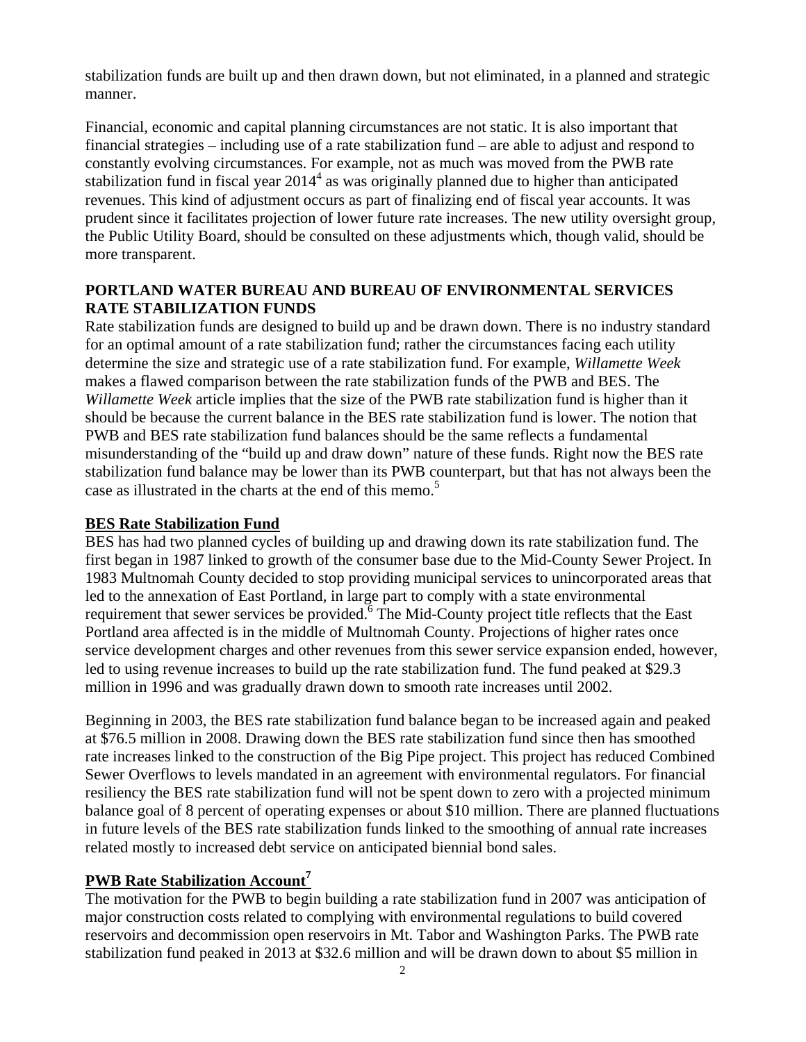stabilization funds are built up and then drawn down, but not eliminated, in a planned and strategic manner.

Financial, economic and capital planning circumstances are not static. It is also important that financial strategies – including use of a rate stabilization fund – are able to adjust and respond to constantly evolving circumstances. For example, not as much was moved from the PWB rate stabilization fund in fiscal year 2014[4] as was originally planned due to higher than anticipated revenues. This kind of adjustment occurs as part of finalizing end of fiscal year accounts. It was prudent since it facilitates projection of lower future rate increases. The new utility oversight group, the Public Utility Board, should be consulted on these adjustments which, though valid, should be more transparent.

**PORTLAND WATER BUREAU AND BUREAU OF ENVIRONMENTAL SERVICES RATE STABILIZATION FUNDS**

Rate stabilization funds are designed to build up and be drawn down. There is no industry standard for an optimal amount of a rate stabilization fund; rather the circumstances facing each utility determine the size and strategic use of a rate stabilization fund. For example, *Willamette Week* makes a flawed comparison between the rate stabilization funds of the PWB and BES. The *Willamette Week* article implies that the size of the PWB rate stabilization fund is higher than it should be because the current balance in the BES rate stabilization fund is lower. The notion that PWB and BES rate stabilization fund balances should be the same reflects a fundamental misunderstanding of the "build up and draw down" nature of these funds. Right now the BES rate stabilization fund balance may be lower than its PWB counterpart, but that has not always been the case as illustrated in the charts at the end of this memo.[5]

**BES Rate Stabilization Fund**

BES has had two planned cycles of building up and drawing down its rate stabilization fund. The first began in 1987 linked to growth of the consumer base due to the Mid-County Sewer Project. In 1983 Multnomah County decided to stop providing municipal services to unincorporated areas that led to the annexation of East Portland, in large part to comply with a state environmental requirement that sewer services be provided.[6] The Mid-County project title reflects that the East Portland area affected is in the middle of Multnomah County. Projections of higher rates once service development charges and other revenues from this sewer service expansion ended, however, led to using revenue increases to build up the rate stabilization fund. The fund peaked at $29.3 million in 1996 and was gradually drawn down to smooth rate increases until 2002.

Beginning in 2003, the BES rate stabilization fund balance began to be increased again and peaked at $76.5 million in 2008. Drawing down the BES rate stabilization fund since then has smoothed rate increases linked to the construction of the Big Pipe project. This project has reduced Combined Sewer Overflows to levels mandated in an agreement with environmental regulators. For financial resiliency the BES rate stabilization fund will not be spent down to zero with a projected minimum balance goal of 8 percent of operating expenses or about $10 million. There are planned fluctuations in future levels of the BES rate stabilization funds linked to the smoothing of annual rate increases related mostly to increased debt service on anticipated biennial bond sales.

**PWB Rate Stabilization Account[7]**

The motivation for the PWB to begin building a rate stabilization fund in 2007 was anticipation of major construction costs related to complying with environmental regulations to build covered reservoirs and decommission open reservoirs in Mt. Tabor and Washington Parks. The PWB rate stabilization fund peaked in 2013 at $32.6 million and will be drawn down to about $5 million in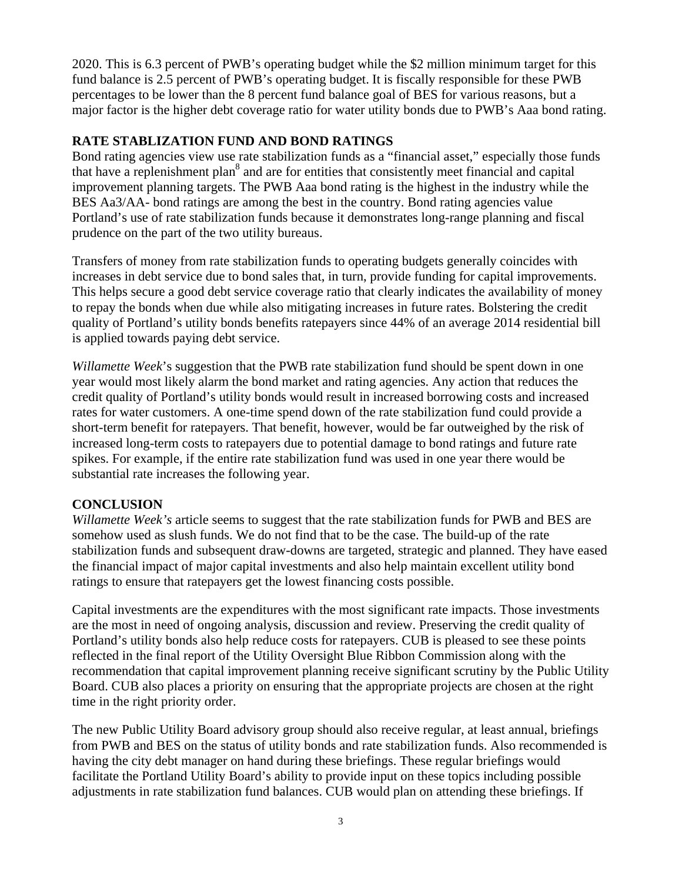2020. This is 6.3 percent of PWB's operating budget while the $2 million minimum target for this fund balance is 2.5 percent of PWB's operating budget. It is fiscally responsible for these PWB percentages to be lower than the 8 percent fund balance goal of BES for various reasons, but a major factor is the higher debt coverage ratio for water utility bonds due to PWB's Aaa bond rating.

## RATE STABLIZATION FUND AND BOND RATINGS

Bond rating agencies view use rate stabilization funds as a "financial asset," especially those funds that have a replenishment plan[8] and are for entities that consistently meet financial and capital improvement planning targets. The PWB Aaa bond rating is the highest in the industry while the BES Aa3/AA- bond ratings are among the best in the country. Bond rating agencies value Portland's use of rate stabilization funds because it demonstrates long-range planning and fiscal prudence on the part of the two utility bureaus.

Transfers of money from rate stabilization funds to operating budgets generally coincides with increases in debt service due to bond sales that, in turn, provide funding for capital improvements. This helps secure a good debt service coverage ratio that clearly indicates the availability of money to repay the bonds when due while also mitigating increases in future rates. Bolstering the credit quality of Portland's utility bonds benefits ratepayers since 44% of an average 2014 residential bill is applied towards paying debt service.

*Willamette Week*'s suggestion that the PWB rate stabilization fund should be spent down in one year would most likely alarm the bond market and rating agencies. Any action that reduces the credit quality of Portland's utility bonds would result in increased borrowing costs and increased rates for water customers. A one-time spend down of the rate stabilization fund could provide a short-term benefit for ratepayers. That benefit, however, would be far outweighed by the risk of increased long-term costs to ratepayers due to potential damage to bond ratings and future rate spikes. For example, if the entire rate stabilization fund was used in one year there would be substantial rate increases the following year.

## CONCLUSION

*Willamette Week's* article seems to suggest that the rate stabilization funds for PWB and BES are somehow used as slush funds. We do not find that to be the case. The build-up of the rate stabilization funds and subsequent draw-downs are targeted, strategic and planned. They have eased the financial impact of major capital investments and also help maintain excellent utility bond ratings to ensure that ratepayers get the lowest financing costs possible.

Capital investments are the expenditures with the most significant rate impacts. Those investments are the most in need of ongoing analysis, discussion and review. Preserving the credit quality of Portland's utility bonds also help reduce costs for ratepayers. CUB is pleased to see these points reflected in the final report of the Utility Oversight Blue Ribbon Commission along with the recommendation that capital improvement planning receive significant scrutiny by the Public Utility Board. CUB also places a priority on ensuring that the appropriate projects are chosen at the right time in the right priority order.

The new Public Utility Board advisory group should also receive regular, at least annual, briefings from PWB and BES on the status of utility bonds and rate stabilization funds. Also recommended is having the city debt manager on hand during these briefings. These regular briefings would facilitate the Portland Utility Board's ability to provide input on these topics including possible adjustments in rate stabilization fund balances. CUB would plan on attending these briefings. If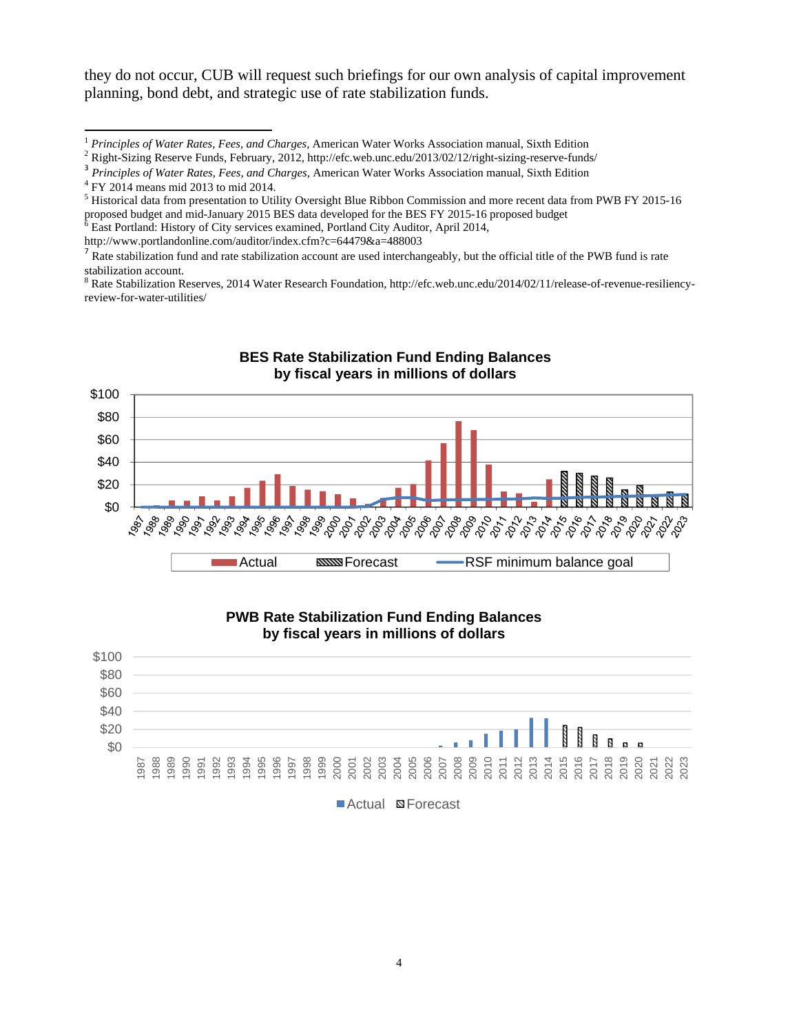they do not occur, CUB will request such briefings for our own analysis of capital improvement planning, bond debt, and strategic use of rate stabilization funds.

---

[1] *Principles of Water Rates, Fees, and Charges,* American Water Works Association manual, Sixth Edition
[2] Right-Sizing Reserve Funds, February, 2012, http://efc.web.unc.edu/2013/02/12/right-sizing-reserve-funds/
[3] *Principles of Water Rates, Fees, and Charges,* American Water Works Association manual, Sixth Edition
[4] FY 2014 means mid 2013 to mid 2014.
[5] Historical data from presentation to Utility Oversight Blue Ribbon Commission and more recent data from PWB FY 2015-16 proposed budget and mid-January 2015 BES data developed for the BES FY 2015-16 proposed budget
[6] East Portland: History of City services examined, Portland City Auditor, April 2014, http://www.portlandonline.com/auditor/index.cfm?c=64479&a=488003
[7] Rate stabilization fund and rate stabilization account are used interchangeably, but the official title of the PWB fund is rate stabilization account.
[8] Rate Stabilization Reserves, 2014 Water Research Foundation, http://efc.web.unc.edu/2014/02/11/release-of-revenue-resiliency-review-for-water-utilities/

**BES Rate Stabilization Fund Ending Balances by fiscal years in millions of dollars**

$100
$80
$60
$40
$20
$0

1987 1988 1989 1990 1991 1992 1993 1994 1995 1996 1997 1998 1999 2000 2001 2002 2003 2004 2005 2006 2007 2008 2009 2010 2011 2012 2013 2014 2015 2016 2017 2018 2019 2020 2021 2022 2023

Actual   Forecast   RSF minimum balance goal

**PWB Rate Stabilization Fund Ending Balances by fiscal years in millions of dollars**

$100
$80
$60
$40
$20
$0

1987 1988 1989 1990 1991 1992 1993 1994 1995 1996 1997 1998 1999 2000 2001 2002 2003 2004 2005 2006 2007 2008 2009 2010 2011 2012 2013 2014 2015 2016 2017 2018 2019 2020 2021 2022 2023

Actual   Forecast